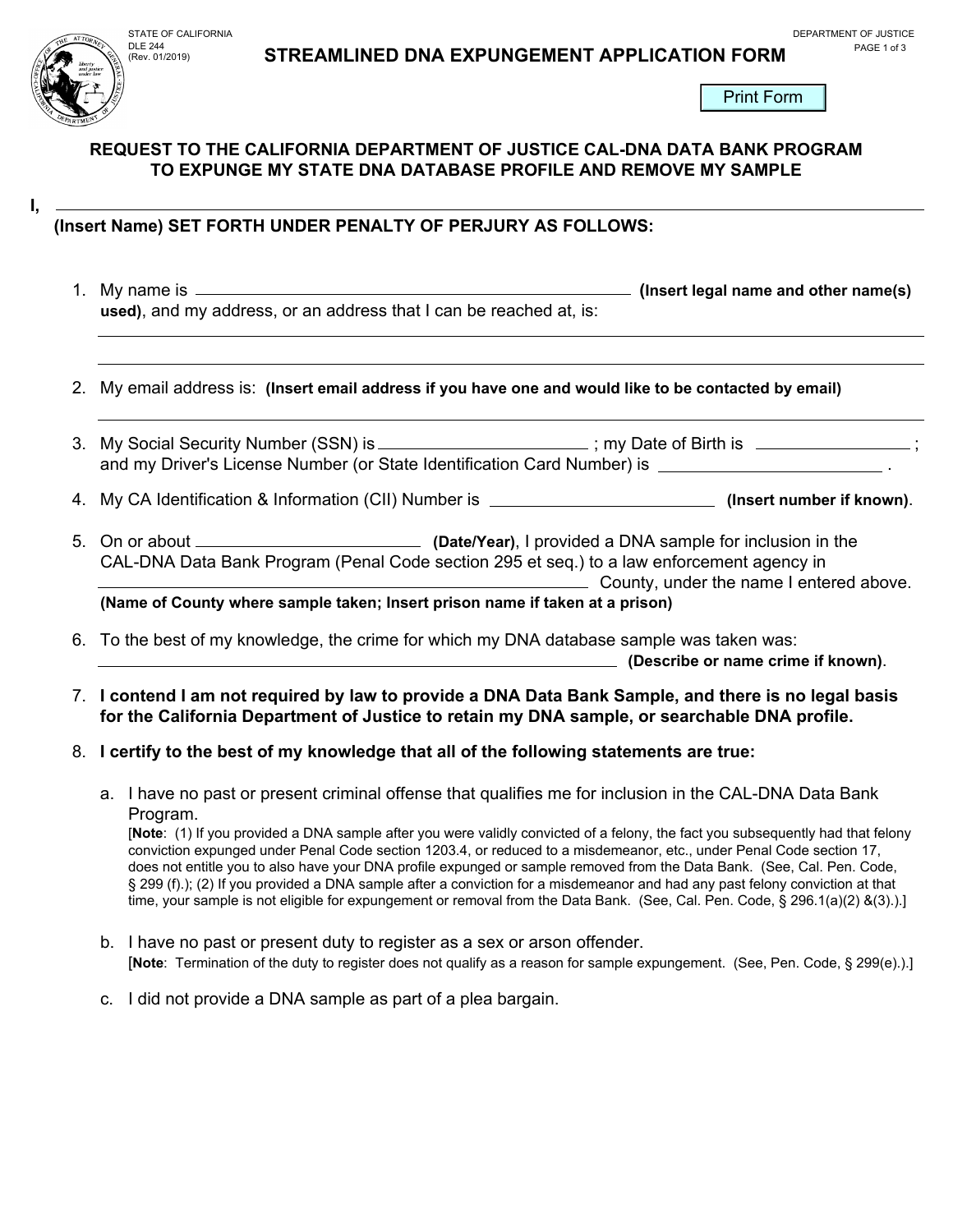STATE OF CALIFORNIA
DLE 244
(Rev. 01/2019)

DEPARTMENT OF JUSTICE

# STREAMLINED DNA EXPUNGEMENT APPLICATION FORM

## REQUEST TO THE CALIFORNIA DEPARTMENT OF JUSTICE CAL-DNA DATA BANK PROGRAM TO EXPUNGE MY STATE DNA DATABASE PROFILE AND REMOVE MY SAMPLE

I, ______________________________

**(Insert Name) SET FORTH UNDER PENALTY OF PERJURY AS FOLLOWS:**

1. My name is ______________________________ **(Insert legal name and other name(s) used)**, and my address, or an address that I can be reached at, is:
______________________________
______________________________

2. My email address is: **(Insert email address if you have one and would like to be contacted by email)**
______________________________

3. My Social Security Number (SSN) is ______________________ ; my Date of Birth is ______________________ ; and my Driver's License Number (or State Identification Card Number) is ______________________ .

4. My CA Identification & Information (CII) Number is ______________________ **(Insert number if known)**.

5. On or about ______________________ **(Date/Year)**, I provided a DNA sample for inclusion in the CAL-DNA Data Bank Program (Penal Code section 295 et seq.) to a law enforcement agency in ______________________ County, under the name I entered above.
**(Name of County where sample taken; Insert prison name if taken at a prison)**

6. To the best of my knowledge, the crime for which my DNA database sample was taken was:
______________________________ **(Describe or name crime if known)**.

7. **I contend I am not required by law to provide a DNA Data Bank Sample, and there is no legal basis for the California Department of Justice to retain my DNA sample, or searchable DNA profile.**

8. **I certify to the best of my knowledge that all of the following statements are true:**

   a. I have no past or present criminal offense that qualifies me for inclusion in the CAL-DNA Data Bank Program.
   [**Note**: (1) If you provided a DNA sample after you were validly convicted of a felony, the fact you subsequently had that felony conviction expunged under Penal Code section 1203.4, or reduced to a misdemeanor, etc., under Penal Code section 17, does not entitle you to also have your DNA profile expunged or sample removed from the Data Bank. (See, Cal. Pen. Code, § 299 (f).); (2) If you provided a DNA sample after a conviction for a misdemeanor and had any past felony conviction at that time, your sample is not eligible for expungement or removal from the Data Bank. (See, Cal. Pen. Code, § 296.1(a)(2) &(3).).]

   b. I have no past or present duty to register as a sex or arson offender.
   [**Note**: Termination of the duty to register does not qualify as a reason for sample expungement. (See, Pen. Code, § 299(e).).]

   c. I did not provide a DNA sample as part of a plea bargain.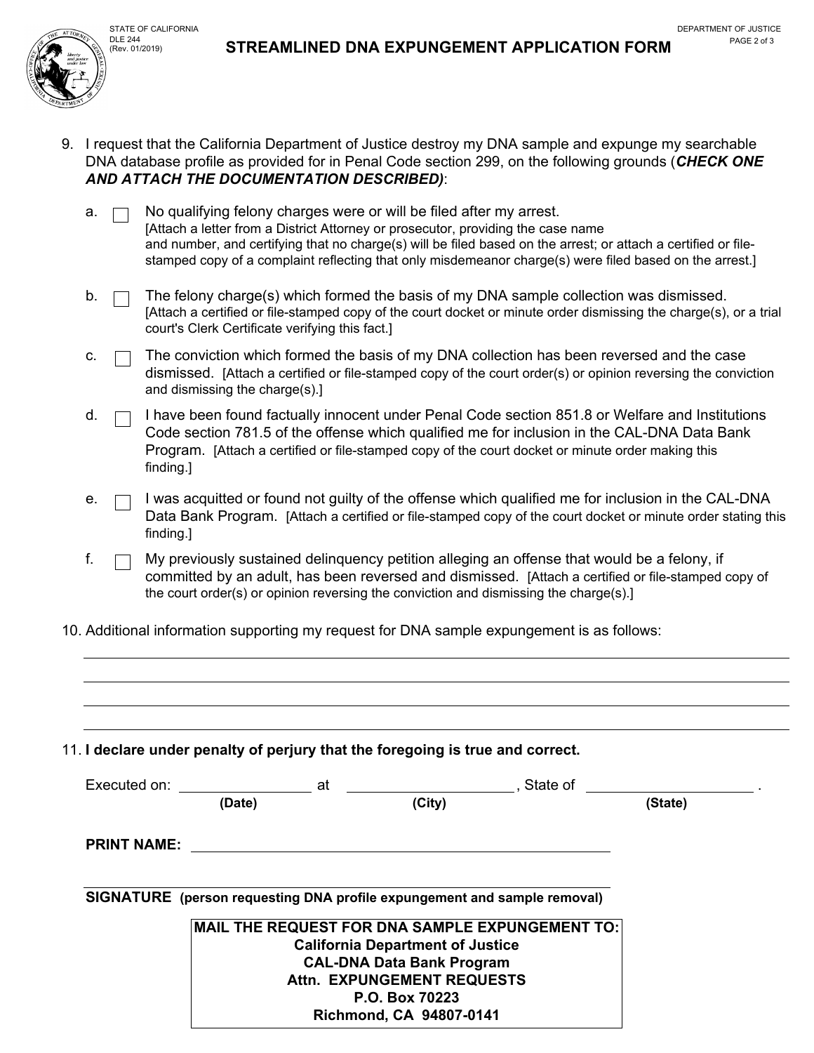STATE OF CALIFORNIA
DLE 244
(Rev. 01/2019)

DEPARTMENT OF JUSTICE

# STREAMLINED DNA EXPUNGEMENT APPLICATION FORM

9. I request that the California Department of Justice destroy my DNA sample and expunge my searchable DNA database profile as provided for in Penal Code section 299, on the following grounds (***CHECK ONE AND ATTACH THE DOCUMENTATION DESCRIBED)***:

   a. ☐ No qualifying felony charges were or will be filed after my arrest.
   [Attach a letter from a District Attorney or prosecutor, providing the case name and number, and certifying that no charge(s) will be filed based on the arrest; or attach a certified or file-stamped copy of a complaint reflecting that only misdemeanor charge(s) were filed based on the arrest.]

   b. ☐ The felony charge(s) which formed the basis of my DNA sample collection was dismissed.
   [Attach a certified or file-stamped copy of the court docket or minute order dismissing the charge(s), or a trial court's Clerk Certificate verifying this fact.]

   c. ☐ The conviction which formed the basis of my DNA collection has been reversed and the case dismissed. [Attach a certified or file-stamped copy of the court order(s) or opinion reversing the conviction and dismissing the charge(s).]

   d. ☐ I have been found factually innocent under Penal Code section 851.8 or Welfare and Institutions Code section 781.5 of the offense which qualified me for inclusion in the CAL-DNA Data Bank Program. [Attach a certified or file-stamped copy of the court docket or minute order making this finding.]

   e. ☐ I was acquitted or found not guilty of the offense which qualified me for inclusion in the CAL-DNA Data Bank Program. [Attach a certified or file-stamped copy of the court docket or minute order stating this finding.]

   f. ☐ My previously sustained delinquency petition alleging an offense that would be a felony, if committed by an adult, has been reversed and dismissed. [Attach a certified or file-stamped copy of the court order(s) or opinion reversing the conviction and dismissing the charge(s).]

10. Additional information supporting my request for DNA sample expungement is as follows:

_______________________________________________

_______________________________________________

_______________________________________________

_______________________________________________

11. **I declare under penalty of perjury that the foregoing is true and correct.**

Executed on: ________________ at ____________________, State of ____________________ .
**(Date)** **(City)** **(State)**

**PRINT NAME:** _______________________________________________

_______________________________________________
**SIGNATURE (person requesting DNA profile expungement and sample removal)**

**MAIL THE REQUEST FOR DNA SAMPLE EXPUNGEMENT TO:**
**California Department of Justice**
**CAL-DNA Data Bank Program**
**Attn. EXPUNGEMENT REQUESTS**
**P.O. Box 70223**
**Richmond, CA 94807-0141**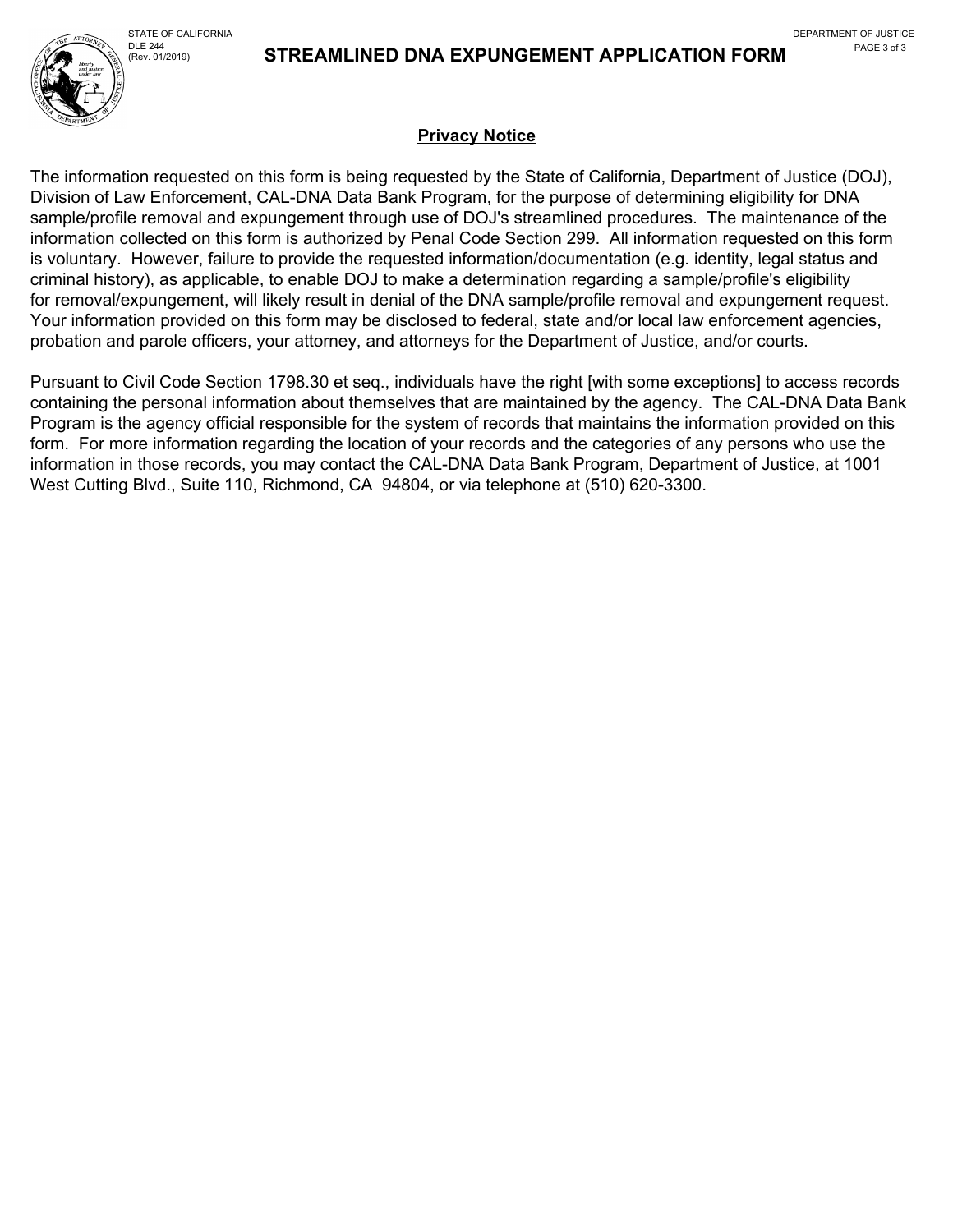STATE OF CALIFORNIA
DLE 244
(Rev. 01/2019)

DEPARTMENT OF JUSTICE

# STREAMLINED DNA EXPUNGEMENT APPLICATION FORM

## Privacy Notice

The information requested on this form is being requested by the State of California, Department of Justice (DOJ), Division of Law Enforcement, CAL-DNA Data Bank Program, for the purpose of determining eligibility for DNA sample/profile removal and expungement through use of DOJ's streamlined procedures. The maintenance of the information collected on this form is authorized by Penal Code Section 299. All information requested on this form is voluntary. However, failure to provide the requested information/documentation (e.g. identity, legal status and criminal history), as applicable, to enable DOJ to make a determination regarding a sample/profile's eligibility for removal/expungement, will likely result in denial of the DNA sample/profile removal and expungement request. Your information provided on this form may be disclosed to federal, state and/or local law enforcement agencies, probation and parole officers, your attorney, and attorneys for the Department of Justice, and/or courts.

Pursuant to Civil Code Section 1798.30 et seq., individuals have the right [with some exceptions] to access records containing the personal information about themselves that are maintained by the agency. The CAL-DNA Data Bank Program is the agency official responsible for the system of records that maintains the information provided on this form. For more information regarding the location of your records and the categories of any persons who use the information in those records, you may contact the CAL-DNA Data Bank Program, Department of Justice, at 1001 West Cutting Blvd., Suite 110, Richmond, CA 94804, or via telephone at (510) 620-3300.